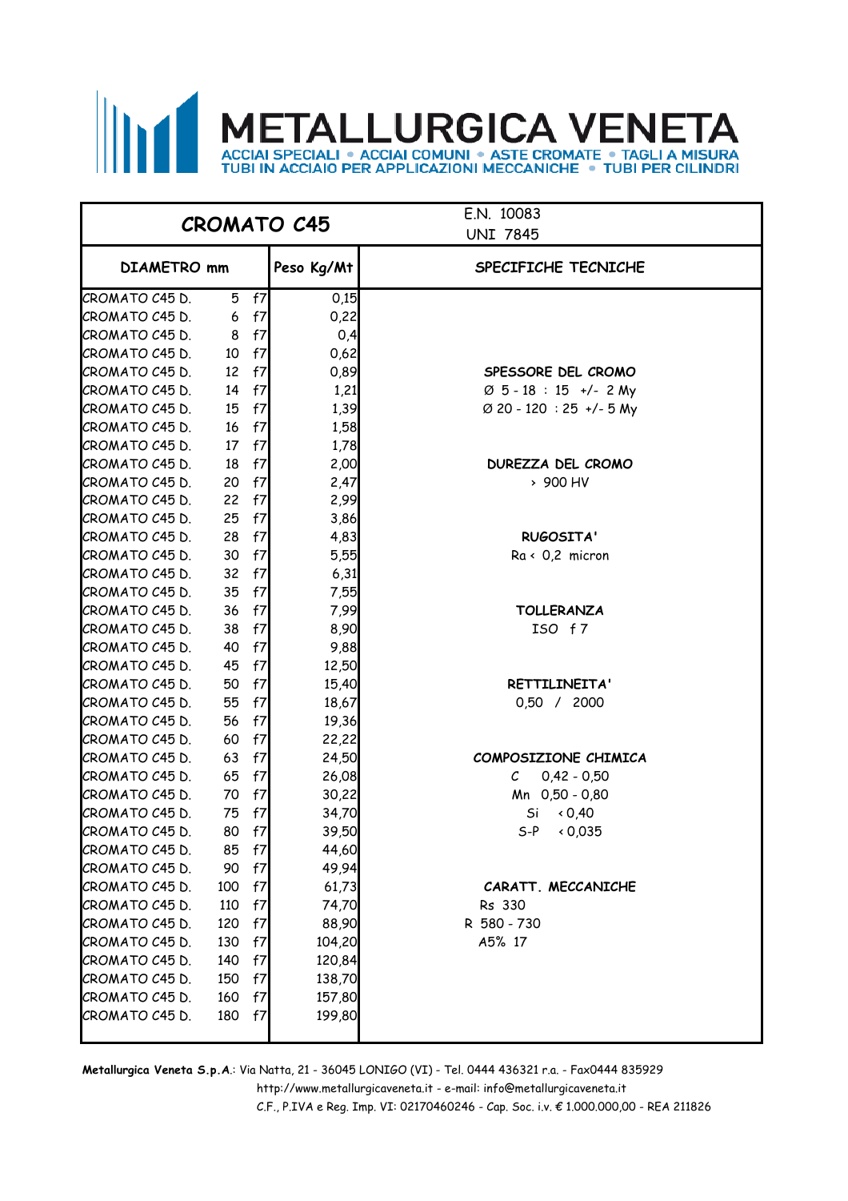# METALLURGICA VENETA

ACCIAI SPECIALI • ACCIAI COMUNI • ASTE CROMATE • TAGLI A MISURA
TUBI IN ACCIAIO PER APPLICAZIONI MECCANICHE • TUBI PER CILINDRI

## CROMATO C45

E.N. 10083
UNI 7845

| DIAMETRO mm | | | Peso Kg/Mt | SPECIFICHE TECNICHE |
|---|---|---|---|---|
| CROMATO C45 D. | 5 | f7 | 0,15 | |
| CROMATO C45 D. | 6 | f7 | 0,22 | |
| CROMATO C45 D. | 8 | f7 | 0,4 | |
| CROMATO C45 D. | 10 | f7 | 0,62 | |
| CROMATO C45 D. | 12 | f7 | 0,89 | **SPESSORE DEL CROMO** |
| CROMATO C45 D. | 14 | f7 | 1,21 | Ø 5 - 18 : 15 +/- 2 My |
| CROMATO C45 D. | 15 | f7 | 1,39 | Ø 20 - 120 : 25 +/- 5 My |
| CROMATO C45 D. | 16 | f7 | 1,58 | |
| CROMATO C45 D. | 17 | f7 | 1,78 | |
| CROMATO C45 D. | 18 | f7 | 2,00 | **DUREZZA DEL CROMO** |
| CROMATO C45 D. | 20 | f7 | 2,47 | > 900 HV |
| CROMATO C45 D. | 22 | f7 | 2,99 | |
| CROMATO C45 D. | 25 | f7 | 3,86 | |
| CROMATO C45 D. | 28 | f7 | 4,83 | **RUGOSITA'** |
| CROMATO C45 D. | 30 | f7 | 5,55 | Ra < 0,2 micron |
| CROMATO C45 D. | 32 | f7 | 6,31 | |
| CROMATO C45 D. | 35 | f7 | 7,55 | |
| CROMATO C45 D. | 36 | f7 | 7,99 | **TOLLERANZA** |
| CROMATO C45 D. | 38 | f7 | 8,90 | ISO f 7 |
| CROMATO C45 D. | 40 | f7 | 9,88 | |
| CROMATO C45 D. | 45 | f7 | 12,50 | |
| CROMATO C45 D. | 50 | f7 | 15,40 | **RETTILINEITA'** |
| CROMATO C45 D. | 55 | f7 | 18,67 | 0,50 / 2000 |
| CROMATO C45 D. | 56 | f7 | 19,36 | |
| CROMATO C45 D. | 60 | f7 | 22,22 | |
| CROMATO C45 D. | 63 | f7 | 24,50 | **COMPOSIZIONE CHIMICA** |
| CROMATO C45 D. | 65 | f7 | 26,08 | C 0,42 - 0,50 |
| CROMATO C45 D. | 70 | f7 | 30,22 | Mn 0,50 - 0,80 |
| CROMATO C45 D. | 75 | f7 | 34,70 | Si < 0,40 |
| CROMATO C45 D. | 80 | f7 | 39,50 | S-P < 0,035 |
| CROMATO C45 D. | 85 | f7 | 44,60 | |
| CROMATO C45 D. | 90 | f7 | 49,94 | |
| CROMATO C45 D. | 100 | f7 | 61,73 | **CARATT. MECCANICHE** |
| CROMATO C45 D. | 110 | f7 | 74,70 | Rs 330 |
| CROMATO C45 D. | 120 | f7 | 88,90 | R 580 - 730 |
| CROMATO C45 D. | 130 | f7 | 104,20 | A5% 17 |
| CROMATO C45 D. | 140 | f7 | 120,84 | |
| CROMATO C45 D. | 150 | f7 | 138,70 | |
| CROMATO C45 D. | 160 | f7 | 157,80 | |
| CROMATO C45 D. | 180 | f7 | 199,80 | |

**Metallurgica Veneta S.p.A.**: Via Natta, 21 - 36045 LONIGO (VI) - Tel. 0444 436321 r.a. - Fax0444 835929
http://www.metallurgicaveneta.it - e-mail: info@metallurgicaveneta.it
C.F., P.IVA e Reg. Imp. VI: 02170460246 - Cap. Soc. i.v. € 1.000.000,00 - REA 211826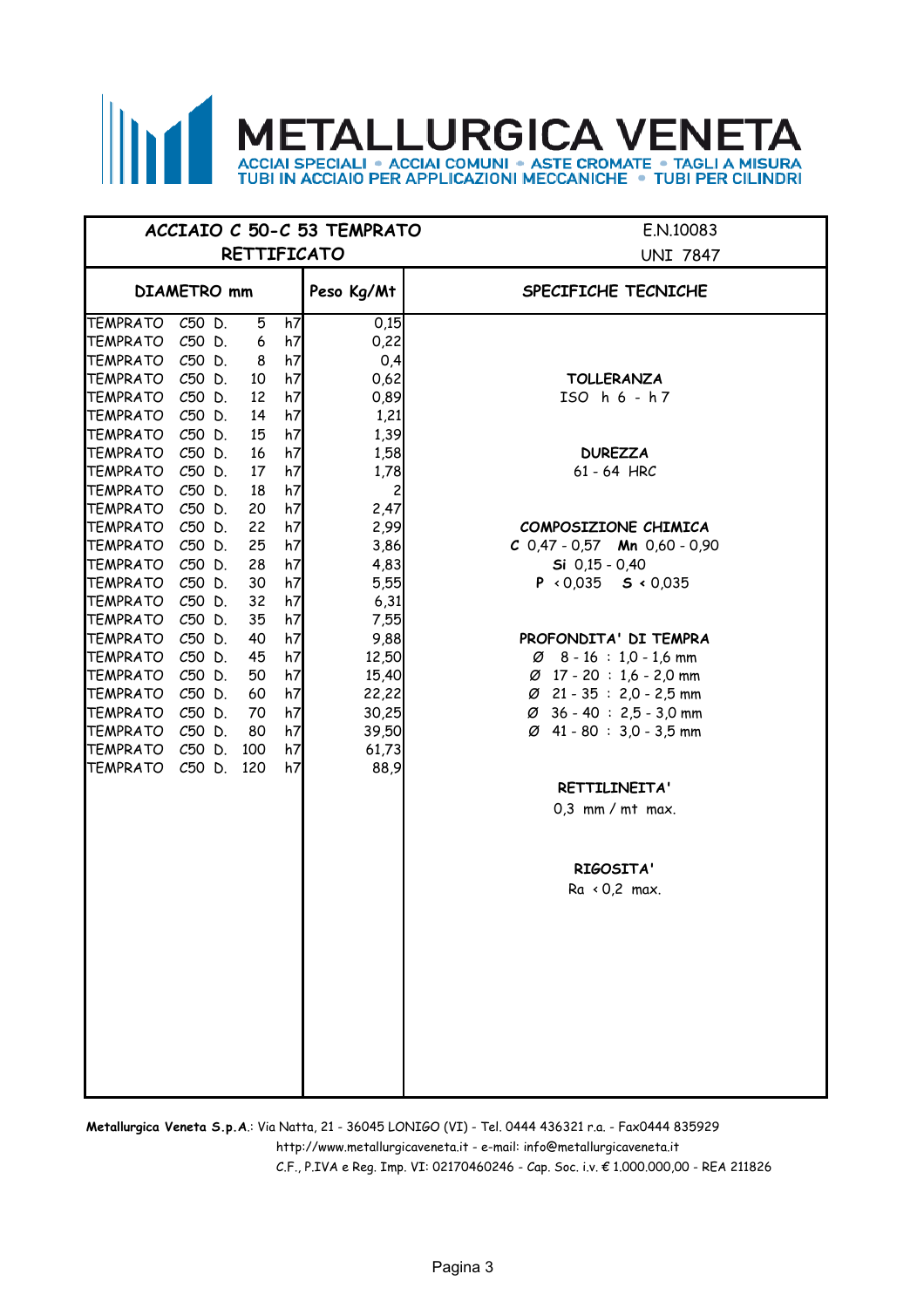# METALLURGICA VENETA

ACCIAI SPECIALI • ACCIAI COMUNI • ASTE CROMATE • TAGLI A MISURA
TUBI IN ACCIAIO PER APPLICAZIONI MECCANICHE • TUBI PER CILINDRI

## ACCIAIO C 50-C 53 TEMPRATO RETTIFICATO

E.N.10083
UNI 7847

| DIAMETRO mm | | | | | Peso Kg/Mt |
|---|---|---|---|---|---|
| TEMPRATO | C50 | D. | 5 | h7 | 0,15 |
| TEMPRATO | C50 | D. | 6 | h7 | 0,22 |
| TEMPRATO | C50 | D. | 8 | h7 | 0,4 |
| TEMPRATO | C50 | D. | 10 | h7 | 0,62 |
| TEMPRATO | C50 | D. | 12 | h7 | 0,89 |
| TEMPRATO | C50 | D. | 14 | h7 | 1,21 |
| TEMPRATO | C50 | D. | 15 | h7 | 1,39 |
| TEMPRATO | C50 | D. | 16 | h7 | 1,58 |
| TEMPRATO | C50 | D. | 17 | h7 | 1,78 |
| TEMPRATO | C50 | D. | 18 | h7 | 2 |
| TEMPRATO | C50 | D. | 20 | h7 | 2,47 |
| TEMPRATO | C50 | D. | 22 | h7 | 2,99 |
| TEMPRATO | C50 | D. | 25 | h7 | 3,86 |
| TEMPRATO | C50 | D. | 28 | h7 | 4,83 |
| TEMPRATO | C50 | D. | 30 | h7 | 5,55 |
| TEMPRATO | C50 | D. | 32 | h7 | 6,31 |
| TEMPRATO | C50 | D. | 35 | h7 | 7,55 |
| TEMPRATO | C50 | D. | 40 | h7 | 9,88 |
| TEMPRATO | C50 | D. | 45 | h7 | 12,50 |
| TEMPRATO | C50 | D. | 50 | h7 | 15,40 |
| TEMPRATO | C50 | D. | 60 | h7 | 22,22 |
| TEMPRATO | C50 | D. | 70 | h7 | 30,25 |
| TEMPRATO | C50 | D. | 80 | h7 | 39,50 |
| TEMPRATO | C50 | D. | 100 | h7 | 61,73 |
| TEMPRATO | C50 | D. | 120 | h7 | 88,9 |

### SPECIFICHE TECNICHE

**TOLLERANZA**
ISO h 6 - h 7

**DUREZZA**
61 - 64 HRC

**COMPOSIZIONE CHIMICA**
**C** 0,47 - 0,57 **Mn** 0,60 - 0,90
**Si** 0,15 - 0,40
**P** < 0,035 **S** < 0,035

**PROFONDITA' DI TEMPRA**
Ø 8 - 16 : 1,0 - 1,6 mm
Ø 17 - 20 : 1,6 - 2,0 mm
Ø 21 - 35 : 2,0 - 2,5 mm
Ø 36 - 40 : 2,5 - 3,0 mm
Ø 41 - 80 : 3,0 - 3,5 mm

**RETTILINEITA'**
0,3 mm / mt max.

**RIGOSITA'**
Ra < 0,2 max.

**Metallurgica Veneta S.p.A.**: Via Natta, 21 - 36045 LONIGO (VI) - Tel. 0444 436321 r.a. - Fax0444 835929
http://www.metallurgicaveneta.it - e-mail: info@metallurgicaveneta.it
C.F., P.IVA e Reg. Imp. VI: 02170460246 - Cap. Soc. i.v. € 1.000.000,00 - REA 211826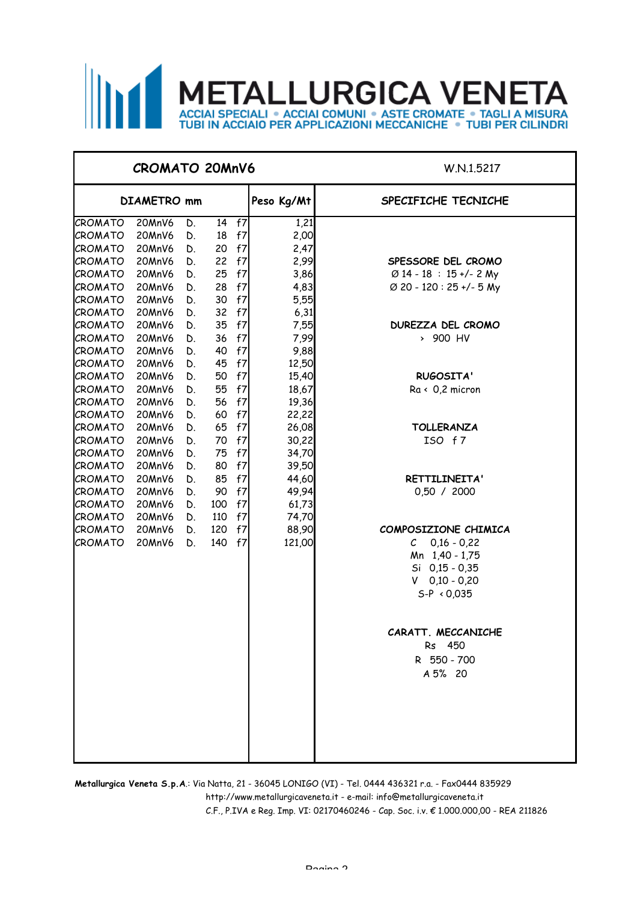# METALLURGICA VENETA

ACCIAI SPECIALI • ACCIAI COMUNI • ASTE CROMATE • TAGLI A MISURA
TUBI IN ACCIAIO PER APPLICAZIONI MECCANICHE • TUBI PER CILINDRI

## CROMATO 20MnV6 — W.N.1.5217

| DIAMETRO mm | | | | | Peso Kg/Mt |
|---|---|---|---|---|---|
| CROMATO | 20MnV6 | D. | 14 | f7 | 1,21 |
| CROMATO | 20MnV6 | D. | 18 | f7 | 2,00 |
| CROMATO | 20MnV6 | D. | 20 | f7 | 2,47 |
| CROMATO | 20MnV6 | D. | 22 | f7 | 2,99 |
| CROMATO | 20MnV6 | D. | 25 | f7 | 3,86 |
| CROMATO | 20MnV6 | D. | 28 | f7 | 4,83 |
| CROMATO | 20MnV6 | D. | 30 | f7 | 5,55 |
| CROMATO | 20MnV6 | D. | 32 | f7 | 6,31 |
| CROMATO | 20MnV6 | D. | 35 | f7 | 7,55 |
| CROMATO | 20MnV6 | D. | 36 | f7 | 7,99 |
| CROMATO | 20MnV6 | D. | 40 | f7 | 9,88 |
| CROMATO | 20MnV6 | D. | 45 | f7 | 12,50 |
| CROMATO | 20MnV6 | D. | 50 | f7 | 15,40 |
| CROMATO | 20MnV6 | D. | 55 | f7 | 18,67 |
| CROMATO | 20MnV6 | D. | 56 | f7 | 19,36 |
| CROMATO | 20MnV6 | D. | 60 | f7 | 22,22 |
| CROMATO | 20MnV6 | D. | 65 | f7 | 26,08 |
| CROMATO | 20MnV6 | D. | 70 | f7 | 30,22 |
| CROMATO | 20MnV6 | D. | 75 | f7 | 34,70 |
| CROMATO | 20MnV6 | D. | 80 | f7 | 39,50 |
| CROMATO | 20MnV6 | D. | 85 | f7 | 44,60 |
| CROMATO | 20MnV6 | D. | 90 | f7 | 49,94 |
| CROMATO | 20MnV6 | D. | 100 | f7 | 61,73 |
| CROMATO | 20MnV6 | D. | 110 | f7 | 74,70 |
| CROMATO | 20MnV6 | D. | 120 | f7 | 88,90 |
| CROMATO | 20MnV6 | D. | 140 | f7 | 121,00 |

### SPECIFICHE TECNICHE

**SPESSORE DEL CROMO**
Ø 14 - 18 : 15 +/- 2 My
Ø 20 - 120 : 25 +/- 5 My

**DUREZZA DEL CROMO**
› 900 HV

**RUGOSITA'**
Ra ‹ 0,2 micron

**TOLLERANZA**
ISO f 7

**RETTILINEITA'**
0,50 / 2000

**COMPOSIZIONE CHIMICA**
C 0,16 - 0,22
Mn 1,40 - 1,75
Si 0,15 - 0,35
V 0,10 - 0,20
S-P ‹ 0,035

**CARATT. MECCANICHE**
Rs 450
R 550 - 700
A 5% 20

**Metallurgica Veneta S.p.A.**: Via Natta, 21 - 36045 LONIGO (VI) - Tel. 0444 436321 r.a. - Fax0444 835929
http://www.metallurgicaveneta.it - e-mail: info@metallurgicaveneta.it
C.F., P.IVA e Reg. Imp. VI: 02170460246 - Cap. Soc. i.v. € 1.000.000,00 - REA 211826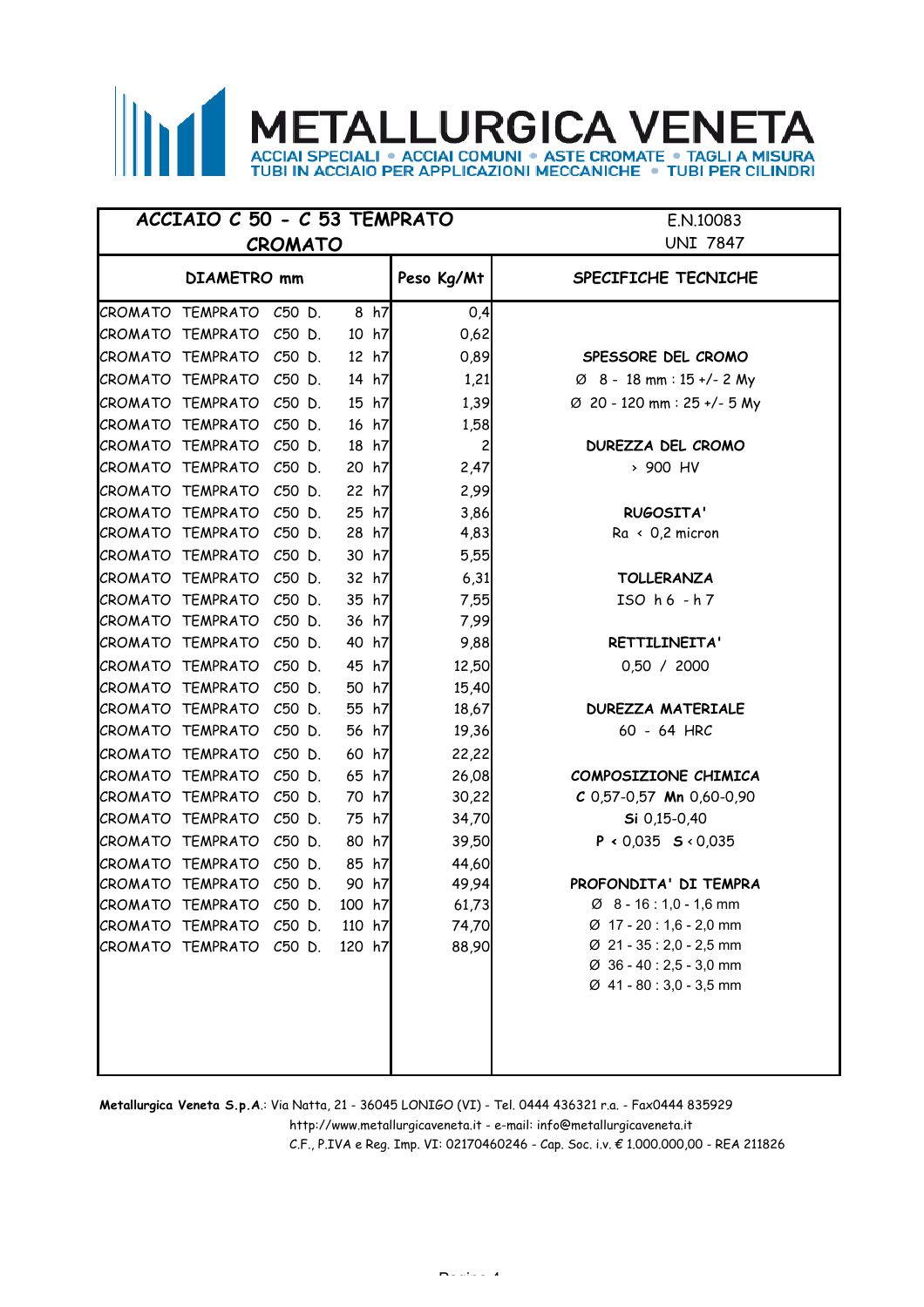# METALLURGICA VENETA

ACCIAI SPECIALI • ACCIAI COMUNI • ASTE CROMATE • TAGLI A MISURA
TUBI IN ACCIAIO PER APPLICAZIONI MECCANICHE • TUBI PER CILINDRI

| ACCIAIO C 50 - C 53 TEMPRATO CROMATO | | E.N.10083 UNI 7847 |
|---|---|---|
| **DIAMETRO mm** | **Peso Kg/Mt** | **SPECIFICHE TECNICHE** |
| CROMATO TEMPRATO C50 D. 8 h7 | 0,4 | |
| CROMATO TEMPRATO C50 D. 10 h7 | 0,62 | |
| CROMATO TEMPRATO C50 D. 12 h7 | 0,89 | **SPESSORE DEL CROMO** |
| CROMATO TEMPRATO C50 D. 14 h7 | 1,21 | Ø 8 - 18 mm : 15 +/- 2 My |
| CROMATO TEMPRATO C50 D. 15 h7 | 1,39 | Ø 20 - 120 mm : 25 +/- 5 My |
| CROMATO TEMPRATO C50 D. 16 h7 | 1,58 | |
| CROMATO TEMPRATO C50 D. 18 h7 | 2 | **DUREZZA DEL CROMO** |
| CROMATO TEMPRATO C50 D. 20 h7 | 2,47 | › 900 HV |
| CROMATO TEMPRATO C50 D. 22 h7 | 2,99 | |
| CROMATO TEMPRATO C50 D. 25 h7 | 3,86 | **RUGOSITA'** |
| CROMATO TEMPRATO C50 D. 28 h7 | 4,83 | Ra ‹ 0,2 micron |
| CROMATO TEMPRATO C50 D. 30 h7 | 5,55 | |
| CROMATO TEMPRATO C50 D. 32 h7 | 6,31 | **TOLLERANZA** |
| CROMATO TEMPRATO C50 D. 35 h7 | 7,55 | ISO h 6 - h 7 |
| CROMATO TEMPRATO C50 D. 36 h7 | 7,99 | |
| CROMATO TEMPRATO C50 D. 40 h7 | 9,88 | **RETTILINEITA'** |
| CROMATO TEMPRATO C50 D. 45 h7 | 12,50 | 0,50 / 2000 |
| CROMATO TEMPRATO C50 D. 50 h7 | 15,40 | |
| CROMATO TEMPRATO C50 D. 55 h7 | 18,67 | **DUREZZA MATERIALE** |
| CROMATO TEMPRATO C50 D. 56 h7 | 19,36 | 60 - 64 HRC |
| CROMATO TEMPRATO C50 D. 60 h7 | 22,22 | |
| CROMATO TEMPRATO C50 D. 65 h7 | 26,08 | **COMPOSIZIONE CHIMICA** |
| CROMATO TEMPRATO C50 D. 70 h7 | 30,22 | **C** 0,57-0,57 **Mn** 0,60-0,90 |
| CROMATO TEMPRATO C50 D. 75 h7 | 34,70 | **Si** 0,15-0,40 |
| CROMATO TEMPRATO C50 D. 80 h7 | 39,50 | **P** ‹ 0,035 **S** ‹ 0,035 |
| CROMATO TEMPRATO C50 D. 85 h7 | 44,60 | |
| CROMATO TEMPRATO C50 D. 90 h7 | 49,94 | **PROFONDITA' DI TEMPRA** |
| CROMATO TEMPRATO C50 D. 100 h7 | 61,73 | Ø 8 - 16 : 1,0 - 1,6 mm |
| CROMATO TEMPRATO C50 D. 110 h7 | 74,70 | Ø 17 - 20 : 1,6 - 2,0 mm |
| CROMATO TEMPRATO C50 D. 120 h7 | 88,90 | Ø 21 - 35 : 2,0 - 2,5 mm |
| | | Ø 36 - 40 : 2,5 - 3,0 mm |
| | | Ø 41 - 80 : 3,0 - 3,5 mm |

**Metallurgica Veneta S.p.A.**: Via Natta, 21 - 36045 LONIGO (VI) - Tel. 0444 436321 r.a. - Fax0444 835929
http://www.metallurgicaveneta.it - e-mail: info@metallurgicaveneta.it
C.F., P.IVA e Reg. Imp. VI: 02170460246 - Cap. Soc. i.v. € 1.000.000,00 - REA 211826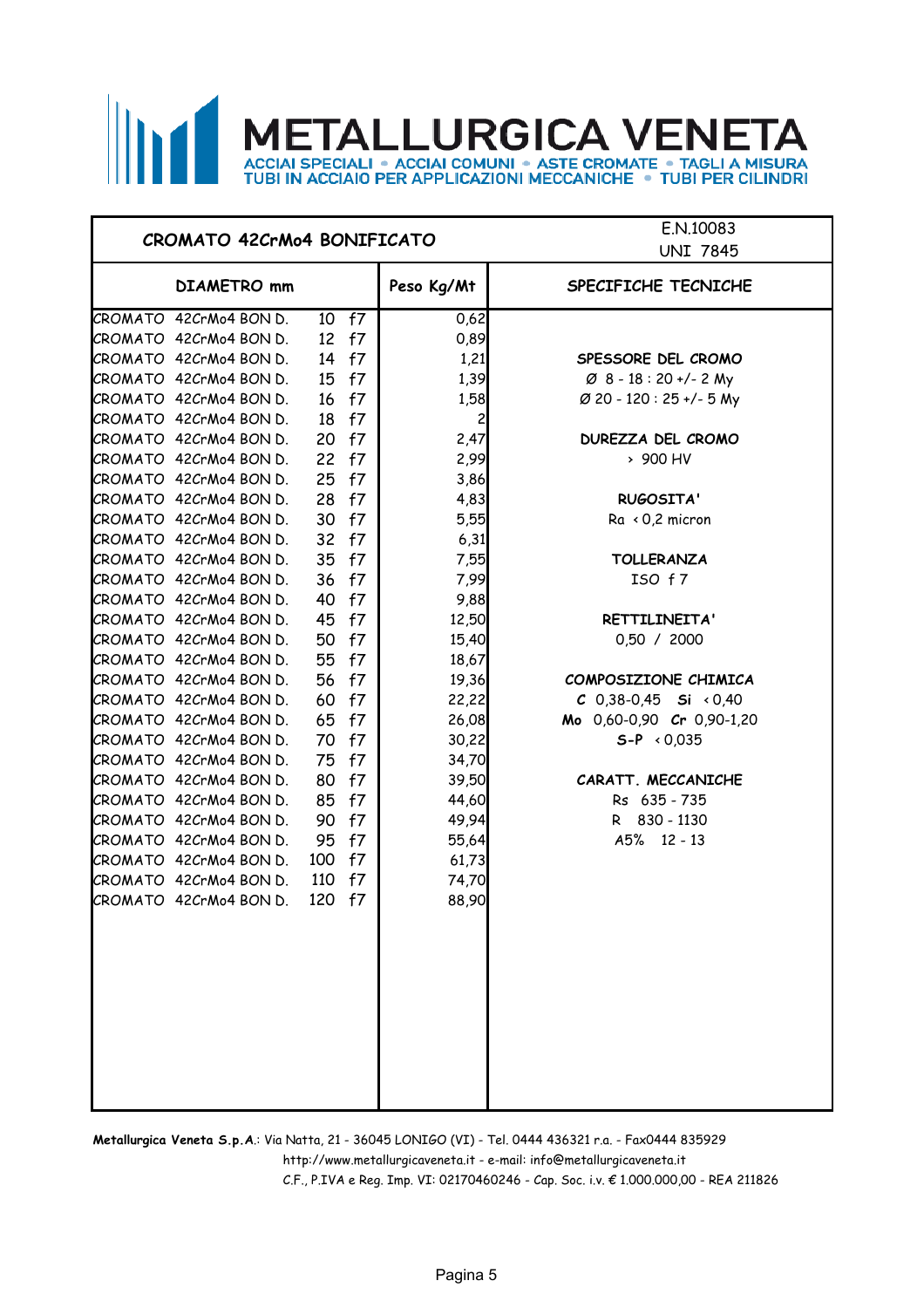# METALLURGICA VENETA

ACCIAI SPECIALI • ACCIAI COMUNI • ASTE CROMATE • TAGLI A MISURA
TUBI IN ACCIAIO PER APPLICAZIONI MECCANICHE • TUBI PER CILINDRI

## CROMATO 42CrMo4 BONIFICATO

E.N.10083
UNI 7845

| DIAMETRO mm | Peso Kg/Mt |
|---|---|
| CROMATO 42CrMo4 BON D. 10 f7 | 0,62 |
| CROMATO 42CrMo4 BON D. 12 f7 | 0,89 |
| CROMATO 42CrMo4 BON D. 14 f7 | 1,21 |
| CROMATO 42CrMo4 BON D. 15 f7 | 1,39 |
| CROMATO 42CrMo4 BON D. 16 f7 | 1,58 |
| CROMATO 42CrMo4 BON D. 18 f7 | 2 |
| CROMATO 42CrMo4 BON D. 20 f7 | 2,47 |
| CROMATO 42CrMo4 BON D. 22 f7 | 2,99 |
| CROMATO 42CrMo4 BON D. 25 f7 | 3,86 |
| CROMATO 42CrMo4 BON D. 28 f7 | 4,83 |
| CROMATO 42CrMo4 BON D. 30 f7 | 5,55 |
| CROMATO 42CrMo4 BON D. 32 f7 | 6,31 |
| CROMATO 42CrMo4 BON D. 35 f7 | 7,55 |
| CROMATO 42CrMo4 BON D. 36 f7 | 7,99 |
| CROMATO 42CrMo4 BON D. 40 f7 | 9,88 |
| CROMATO 42CrMo4 BON D. 45 f7 | 12,50 |
| CROMATO 42CrMo4 BON D. 50 f7 | 15,40 |
| CROMATO 42CrMo4 BON D. 55 f7 | 18,67 |
| CROMATO 42CrMo4 BON D. 56 f7 | 19,36 |
| CROMATO 42CrMo4 BON D. 60 f7 | 22,22 |
| CROMATO 42CrMo4 BON D. 65 f7 | 26,08 |
| CROMATO 42CrMo4 BON D. 70 f7 | 30,22 |
| CROMATO 42CrMo4 BON D. 75 f7 | 34,70 |
| CROMATO 42CrMo4 BON D. 80 f7 | 39,50 |
| CROMATO 42CrMo4 BON D. 85 f7 | 44,60 |
| CROMATO 42CrMo4 BON D. 90 f7 | 49,94 |
| CROMATO 42CrMo4 BON D. 95 f7 | 55,64 |
| CROMATO 42CrMo4 BON D. 100 f7 | 61,73 |
| CROMATO 42CrMo4 BON D. 110 f7 | 74,70 |
| CROMATO 42CrMo4 BON D. 120 f7 | 88,90 |

### SPECIFICHE TECNICHE

**SPESSORE DEL CROMO**
Ø 8 - 18 : 20 +/- 2 My
Ø 20 - 120 : 25 +/- 5 My

**DUREZZA DEL CROMO**
> 900 HV

**RUGOSITA'**
Ra < 0,2 micron

**TOLLERANZA**
ISO f 7

**RETTILINEITA'**
0,50 / 2000

**COMPOSIZIONE CHIMICA**
**C** 0,38-0,45 **Si** < 0,40
**Mo** 0,60-0,90 **Cr** 0,90-1,20
**S-P** < 0,035

**CARATT. MECCANICHE**
Rs 635 - 735
R 830 - 1130
A5% 12 - 13

**Metallurgica Veneta S.p.A.**: Via Natta, 21 - 36045 LONIGO (VI) - Tel. 0444 436321 r.a. - Fax0444 835929
http://www.metallurgicaveneta.it - e-mail: info@metallurgicaveneta.it
C.F., P.IVA e Reg. Imp. VI: 02170460246 - Cap. Soc. i.v. € 1.000.000,00 - REA 211826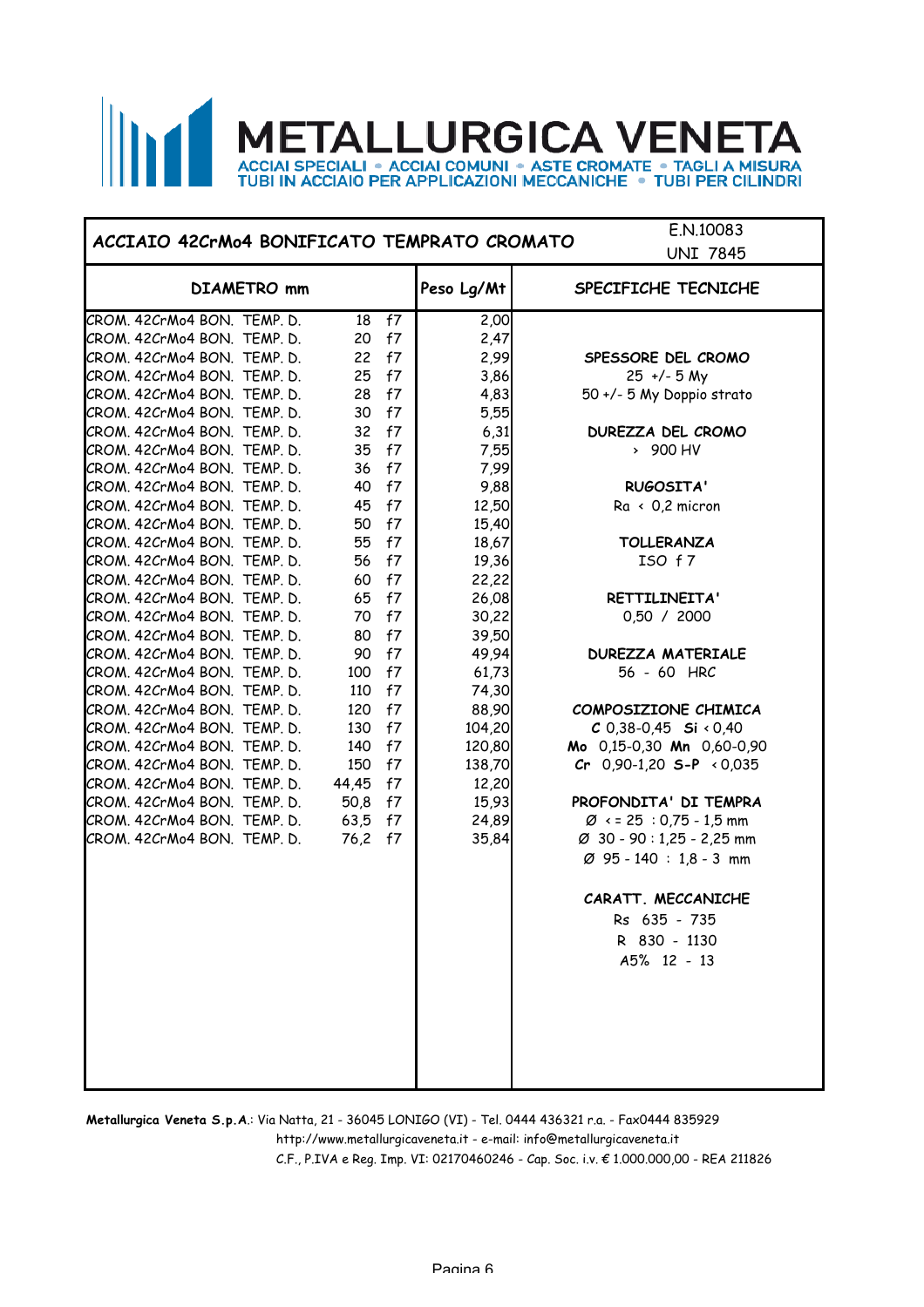# METALLURGICA VENETA

ACCIAI SPECIALI • ACCIAI COMUNI • ASTE CROMATE • TAGLI A MISURA
TUBI IN ACCIAIO PER APPLICAZIONI MECCANICHE • TUBI PER CILINDRI

## ACCIAIO 42CrMo4 BONIFICATO TEMPRATO CROMATO

E.N.10083
UNI 7845

| DIAMETRO mm | | | Peso Lg/Mt |
|---|---|---|---|
| CROM. 42CrMo4 BON. TEMP. D. | 18 | f7 | 2,00 |
| CROM. 42CrMo4 BON. TEMP. D. | 20 | f7 | 2,47 |
| CROM. 42CrMo4 BON. TEMP. D. | 22 | f7 | 2,99 |
| CROM. 42CrMo4 BON. TEMP. D. | 25 | f7 | 3,86 |
| CROM. 42CrMo4 BON. TEMP. D. | 28 | f7 | 4,83 |
| CROM. 42CrMo4 BON. TEMP. D. | 30 | f7 | 5,55 |
| CROM. 42CrMo4 BON. TEMP. D. | 32 | f7 | 6,31 |
| CROM. 42CrMo4 BON. TEMP. D. | 35 | f7 | 7,55 |
| CROM. 42CrMo4 BON. TEMP. D. | 36 | f7 | 7,99 |
| CROM. 42CrMo4 BON. TEMP. D. | 40 | f7 | 9,88 |
| CROM. 42CrMo4 BON. TEMP. D. | 45 | f7 | 12,50 |
| CROM. 42CrMo4 BON. TEMP. D. | 50 | f7 | 15,40 |
| CROM. 42CrMo4 BON. TEMP. D. | 55 | f7 | 18,67 |
| CROM. 42CrMo4 BON. TEMP. D. | 56 | f7 | 19,36 |
| CROM. 42CrMo4 BON. TEMP. D. | 60 | f7 | 22,22 |
| CROM. 42CrMo4 BON. TEMP. D. | 65 | f7 | 26,08 |
| CROM. 42CrMo4 BON. TEMP. D. | 70 | f7 | 30,22 |
| CROM. 42CrMo4 BON. TEMP. D. | 80 | f7 | 39,50 |
| CROM. 42CrMo4 BON. TEMP. D. | 90 | f7 | 49,94 |
| CROM. 42CrMo4 BON. TEMP. D. | 100 | f7 | 61,73 |
| CROM. 42CrMo4 BON. TEMP. D. | 110 | f7 | 74,30 |
| CROM. 42CrMo4 BON. TEMP. D. | 120 | f7 | 88,90 |
| CROM. 42CrMo4 BON. TEMP. D. | 130 | f7 | 104,20 |
| CROM. 42CrMo4 BON. TEMP. D. | 140 | f7 | 120,80 |
| CROM. 42CrMo4 BON. TEMP. D. | 150 | f7 | 138,70 |
| CROM. 42CrMo4 BON. TEMP. D. | 44,45 | f7 | 12,20 |
| CROM. 42CrMo4 BON. TEMP. D. | 50,8 | f7 | 15,93 |
| CROM. 42CrMo4 BON. TEMP. D. | 63,5 | f7 | 24,89 |
| CROM. 42CrMo4 BON. TEMP. D. | 76,2 | f7 | 35,84 |

### SPECIFICHE TECNICHE

**SPESSORE DEL CROMO**
25 +/- 5 My
50 +/- 5 My Doppio strato

**DUREZZA DEL CROMO**
> 900 HV

**RUGOSITA'**
Ra < 0,2 micron

**TOLLERANZA**
ISO f 7

**RETTILINEITA'**
0,50 / 2000

**DUREZZA MATERIALE**
56 - 60 HRC

**COMPOSIZIONE CHIMICA**
**C** 0,38-0,45 **Si** < 0,40
**Mo** 0,15-0,30 **Mn** 0,60-0,90
**Cr** 0,90-1,20 **S-P** < 0,035

**PROFONDITA' DI TEMPRA**
Ø <= 25 : 0,75 - 1,5 mm
Ø 30 - 90 : 1,25 - 2,25 mm
Ø 95 - 140 : 1,8 - 3 mm

**CARATT. MECCANICHE**
Rs 635 - 735
R 830 - 1130
A5% 12 - 13

**Metallurgica Veneta S.p.A.**: Via Natta, 21 - 36045 LONIGO (VI) - Tel. 0444 436321 r.a. - Fax0444 835929
http://www.metallurgicaveneta.it - e-mail: info@metallurgicaveneta.it
C.F., P.IVA e Reg. Imp. VI: 02170460246 - Cap. Soc. i.v. € 1.000.000,00 - REA 211826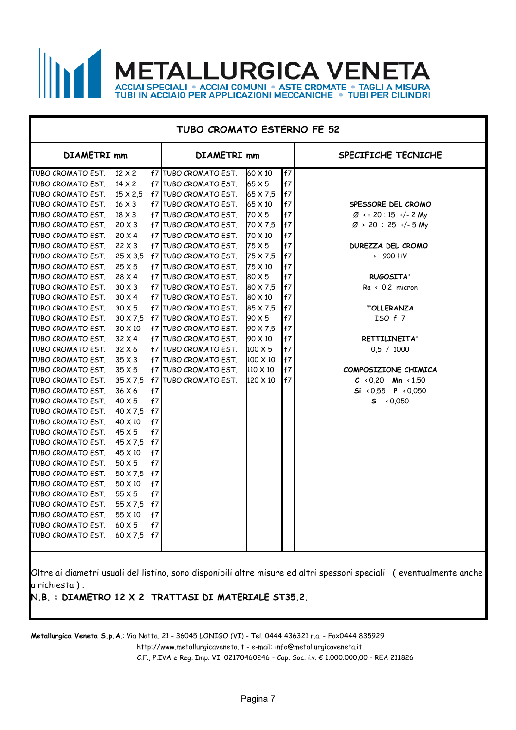# METALLURGICA VENETA

ACCIAI SPECIALI • ACCIAI COMUNI • ASTE CROMATE • TAGLI A MISURA
TUBI IN ACCIAIO PER APPLICAZIONI MECCANICHE • TUBI PER CILINDRI

## TUBO CROMATO ESTERNO FE 52

| DIAMETRI mm | | | DIAMETRI mm | | | SPECIFICHE TECNICHE |
|---|---|---|---|---|---|---|
| TUBO CROMATO EST. | 12 X 2 | f7 | TUBO CROMATO EST. | 60 X 10 | f7 | |
| TUBO CROMATO EST. | 14 X 2 | f7 | TUBO CROMATO EST. | 65 X 5 | f7 | |
| TUBO CROMATO EST. | 15 X 2,5 | f7 | TUBO CROMATO EST. | 65 X 7,5 | f7 | |
| TUBO CROMATO EST. | 16 X 3 | f7 | TUBO CROMATO EST. | 65 X 10 | f7 | **SPESSORE DEL CROMO** |
| TUBO CROMATO EST. | 18 X 3 | f7 | TUBO CROMATO EST. | 70 X 5 | f7 | Ø <= 20 : 15 +/- 2 My |
| TUBO CROMATO EST. | 20 X 3 | f7 | TUBO CROMATO EST. | 70 X 7,5 | f7 | Ø > 20 : 25 +/- 5 My |
| TUBO CROMATO EST. | 20 X 4 | f7 | TUBO CROMATO EST. | 70 X 10 | f7 | |
| TUBO CROMATO EST. | 22 X 3 | f7 | TUBO CROMATO EST. | 75 X 5 | f7 | **DUREZZA DEL CROMO** |
| TUBO CROMATO EST. | 25 X 3,5 | f7 | TUBO CROMATO EST. | 75 X 7,5 | f7 | > 900 HV |
| TUBO CROMATO EST. | 25 X 5 | f7 | TUBO CROMATO EST. | 75 X 10 | f7 | |
| TUBO CROMATO EST. | 28 X 4 | f7 | TUBO CROMATO EST. | 80 X 5 | f7 | **RUGOSITA'** |
| TUBO CROMATO EST. | 30 X 3 | f7 | TUBO CROMATO EST. | 80 X 7,5 | f7 | Ra < 0,2 micron |
| TUBO CROMATO EST. | 30 X 4 | f7 | TUBO CROMATO EST. | 80 X 10 | f7 | |
| TUBO CROMATO EST. | 30 X 5 | f7 | TUBO CROMATO EST. | 85 X 7,5 | f7 | **TOLLERANZA** |
| TUBO CROMATO EST. | 30 X 7,5 | f7 | TUBO CROMATO EST. | 90 X 5 | f7 | ISO f 7 |
| TUBO CROMATO EST. | 30 X 10 | f7 | TUBO CROMATO EST. | 90 X 7,5 | f7 | |
| TUBO CROMATO EST. | 32 X 4 | f7 | TUBO CROMATO EST. | 90 X 10 | f7 | **RETTILINEITA'** |
| TUBO CROMATO EST. | 32 X 6 | f7 | TUBO CROMATO EST. | 100 X 5 | f7 | 0,5 / 1000 |
| TUBO CROMATO EST. | 35 X 3 | f7 | TUBO CROMATO EST. | 100 X 10 | f7 | |
| TUBO CROMATO EST. | 35 X 5 | f7 | TUBO CROMATO EST. | 110 X 10 | f7 | **COMPOSIZIONE CHIMICA** |
| TUBO CROMATO EST. | 35 X 7,5 | f7 | TUBO CROMATO EST. | 120 X 10 | f7 | **C** < 0,20 **Mn** < 1,50 |
| TUBO CROMATO EST. | 36 X 6 | f7 | | | | **Si** < 0,55 **P** < 0,050 |
| TUBO CROMATO EST. | 40 X 5 | f7 | | | | **S** < 0,050 |
| TUBO CROMATO EST. | 40 X 7,5 | f7 | | | | |
| TUBO CROMATO EST. | 40 X 10 | f7 | | | | |
| TUBO CROMATO EST. | 45 X 5 | f7 | | | | |
| TUBO CROMATO EST. | 45 X 7,5 | f7 | | | | |
| TUBO CROMATO EST. | 45 X 10 | f7 | | | | |
| TUBO CROMATO EST. | 50 X 5 | f7 | | | | |
| TUBO CROMATO EST. | 50 X 7,5 | f7 | | | | |
| TUBO CROMATO EST. | 50 X 10 | f7 | | | | |
| TUBO CROMATO EST. | 55 X 5 | f7 | | | | |
| TUBO CROMATO EST. | 55 X 7,5 | f7 | | | | |
| TUBO CROMATO EST. | 55 X 10 | f7 | | | | |
| TUBO CROMATO EST. | 60 X 5 | f7 | | | | |
| TUBO CROMATO EST. | 60 X 7,5 | f7 | | | | |

Oltre ai diametri usuali del listino, sono disponibili altre misure ed altri spessori speciali ( eventualmente anche a richiesta ) .

**N.B. : DIAMETRO 12 X 2 TRATTASI DI MATERIALE ST35.2.**

**Metallurgica Veneta S.p.A.**: Via Natta, 21 - 36045 LONIGO (VI) - Tel. 0444 436321 r.a. - Fax0444 835929
http://www.metallurgicaveneta.it - e-mail: info@metallurgicaveneta.it
C.F., P.IVA e Reg. Imp. VI: 02170460246 - Cap. Soc. i.v. € 1.000.000,00 - REA 211826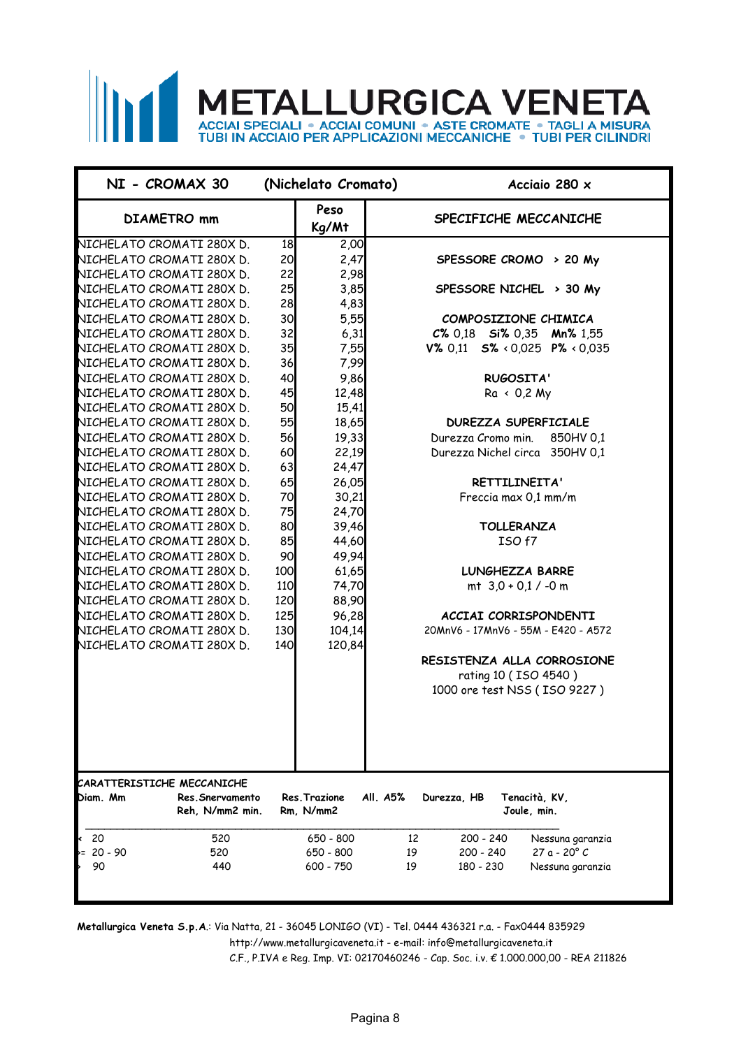# METALLURGICA VENETA

ACCIAI SPECIALI • ACCIAI COMUNI • ASTE CROMATE • TAGLI A MISURA
TUBI IN ACCIAIO PER APPLICAZIONI MECCANICHE • TUBI PER CILINDRI

## NI - CROMAX 30 (Nichelato Cromato) — Acciaio 280 x

| DIAMETRO mm | | Peso Kg/Mt |
|---|---|---|
| NICHELATO CROMATI 280X D. | 18 | 2,00 |
| NICHELATO CROMATI 280X D. | 20 | 2,47 |
| NICHELATO CROMATI 280X D. | 22 | 2,98 |
| NICHELATO CROMATI 280X D. | 25 | 3,85 |
| NICHELATO CROMATI 280X D. | 28 | 4,83 |
| NICHELATO CROMATI 280X D. | 30 | 5,55 |
| NICHELATO CROMATI 280X D. | 32 | 6,31 |
| NICHELATO CROMATI 280X D. | 35 | 7,55 |
| NICHELATO CROMATI 280X D. | 36 | 7,99 |
| NICHELATO CROMATI 280X D. | 40 | 9,86 |
| NICHELATO CROMATI 280X D. | 45 | 12,48 |
| NICHELATO CROMATI 280X D. | 50 | 15,41 |
| NICHELATO CROMATI 280X D. | 55 | 18,65 |
| NICHELATO CROMATI 280X D. | 56 | 19,33 |
| NICHELATO CROMATI 280X D. | 60 | 22,19 |
| NICHELATO CROMATI 280X D. | 63 | 24,47 |
| NICHELATO CROMATI 280X D. | 65 | 26,05 |
| NICHELATO CROMATI 280X D. | 70 | 30,21 |
| NICHELATO CROMATI 280X D. | 75 | 24,70 |
| NICHELATO CROMATI 280X D. | 80 | 39,46 |
| NICHELATO CROMATI 280X D. | 85 | 44,60 |
| NICHELATO CROMATI 280X D. | 90 | 49,94 |
| NICHELATO CROMATI 280X D. | 100 | 61,65 |
| NICHELATO CROMATI 280X D. | 110 | 74,70 |
| NICHELATO CROMATI 280X D. | 120 | 88,90 |
| NICHELATO CROMATI 280X D. | 125 | 96,28 |
| NICHELATO CROMATI 280X D. | 130 | 104,14 |
| NICHELATO CROMATI 280X D. | 140 | 120,84 |

### SPECIFICHE MECCANICHE

**SPESSORE CROMO > 20 My**

**SPESSORE NICHEL > 30 My**

**COMPOSIZIONE CHIMICA**
**C%** 0,18 **Si%** 0,35 **Mn%** 1,55
**V%** 0,11 **S%** < 0,025 **P%** < 0,035

**RUGOSITA'**
Ra < 0,2 My

**DUREZZA SUPERFICIALE**
Durezza Cromo min. 850HV 0,1
Durezza Nichel circa 350HV 0,1

**RETTILINEITA'**
Freccia max 0,1 mm/m

**TOLLERANZA**
ISO f7

**LUNGHEZZA BARRE**
mt 3,0 + 0,1 / -0 m

**ACCIAI CORRISPONDENTI**
20MnV6 - 17MnV6 - 55M - E420 - A572

**RESISTENZA ALLA CORROSIONE**
rating 10 ( ISO 4540 )
1000 ore test NSS ( ISO 9227 )

### CARATTERISTICHE MECCANICHE

| Diam. Mm | Res.Snervamento Reh, N/mm2 min. | Res.Trazione Rm, N/mm2 | All. A5% | Durezza, HB | Tenacità, KV, Joule, min. |
|---|---|---|---|---|---|
| < 20 | 520 | 650 - 800 | 12 | 200 - 240 | Nessuna garanzia |
| >= 20 - 90 | 520 | 650 - 800 | 19 | 200 - 240 | 27 a - 20° C |
| > 90 | 440 | 600 - 750 | 19 | 180 - 230 | Nessuna garanzia |

**Metallurgica Veneta S.p.A.**: Via Natta, 21 - 36045 LONIGO (VI) - Tel. 0444 436321 r.a. - Fax0444 835929
http://www.metallurgicaveneta.it - e-mail: info@metallurgicaveneta.it
C.F., P.IVA e Reg. Imp. VI: 02170460246 - Cap. Soc. i.v. € 1.000.000,00 - REA 211826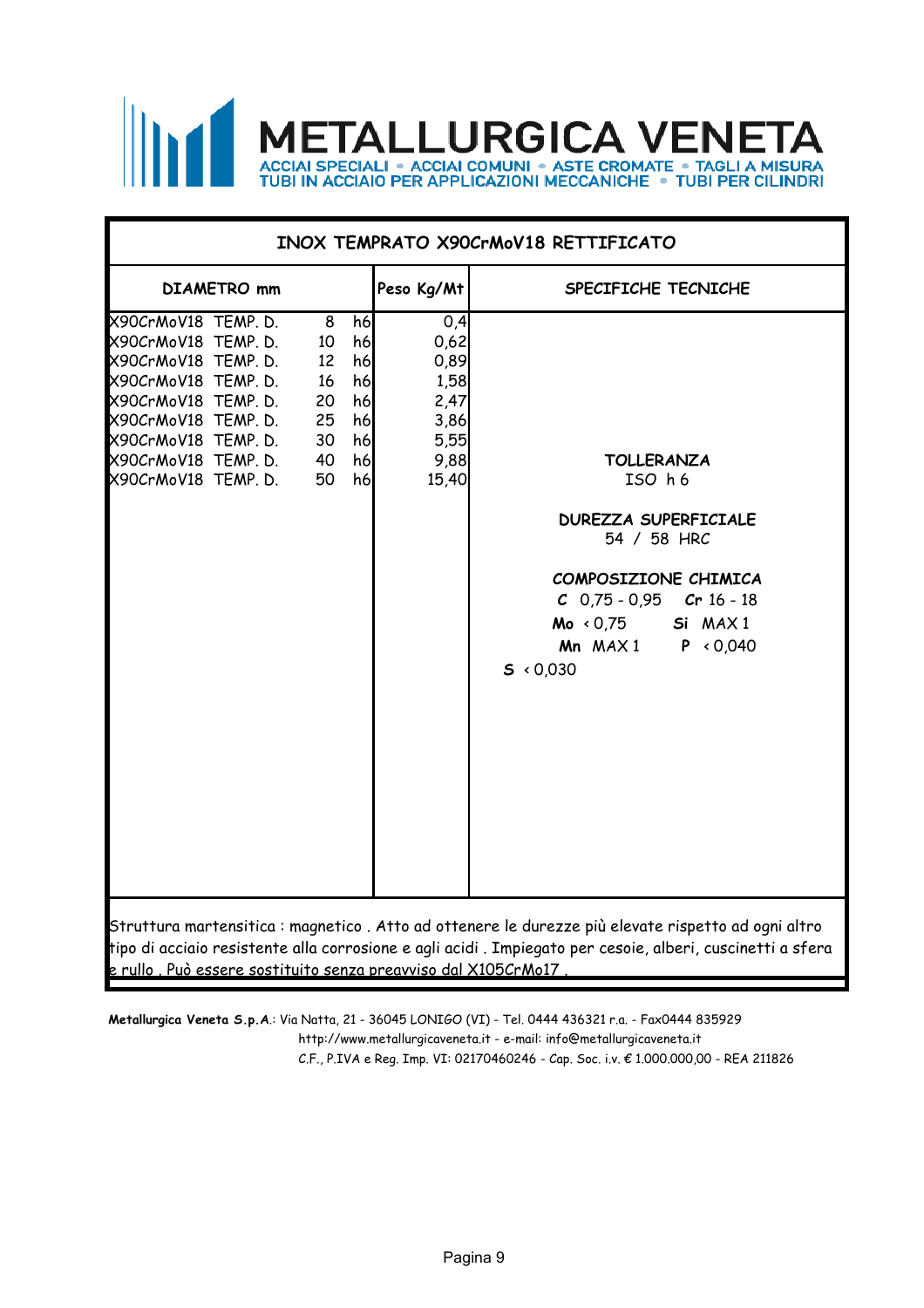# METALLURGICA VENETA

ACCIAI SPECIALI • ACCIAI COMUNI • ASTE CROMATE • TAGLI A MISURA
TUBI IN ACCIAIO PER APPLICAZIONI MECCANICHE • TUBI PER CILINDRI

## INOX TEMPRATO X90CrMoV18 RETTIFICATO

| DIAMETRO mm | | | Peso Kg/Mt |
|---|---|---|---|
| X90CrMoV18 TEMP. D. | 8 | h6 | 0,4 |
| X90CrMoV18 TEMP. D. | 10 | h6 | 0,62 |
| X90CrMoV18 TEMP. D. | 12 | h6 | 0,89 |
| X90CrMoV18 TEMP. D. | 16 | h6 | 1,58 |
| X90CrMoV18 TEMP. D. | 20 | h6 | 2,47 |
| X90CrMoV18 TEMP. D. | 25 | h6 | 3,86 |
| X90CrMoV18 TEMP. D. | 30 | h6 | 5,55 |
| X90CrMoV18 TEMP. D. | 40 | h6 | 9,88 |
| X90CrMoV18 TEMP. D. | 50 | h6 | 15,40 |

### SPECIFICHE TECNICHE

**TOLLERANZA**
ISO h 6

**DUREZZA SUPERFICIALE**
54 / 58 HRC

**COMPOSIZIONE CHIMICA**

**C** 0,75 - 0,95 **Cr** 16 - 18
**Mo** < 0,75 **Si** MAX 1
**Mn** MAX 1 **P** < 0,040
**S** < 0,030

Struttura martensitica : magnetico . Atto ad ottenere le durezze più elevate rispetto ad ogni altro tipo di acciaio resistente alla corrosione e agli acidi . Impiegato per cesoie, alberi, cuscinetti a sfera e rullo . Può essere sostituito senza preavviso dal X105CrMo17 .

**Metallurgica Veneta S.p.A.**: Via Natta, 21 - 36045 LONIGO (VI) - Tel. 0444 436321 r.a. - Fax0444 835929
http://www.metallurgicaveneta.it - e-mail: info@metallurgicaveneta.it
C.F., P.IVA e Reg. Imp. VI: 02170460246 - Cap. Soc. i.v. € 1.000.000,00 - REA 211826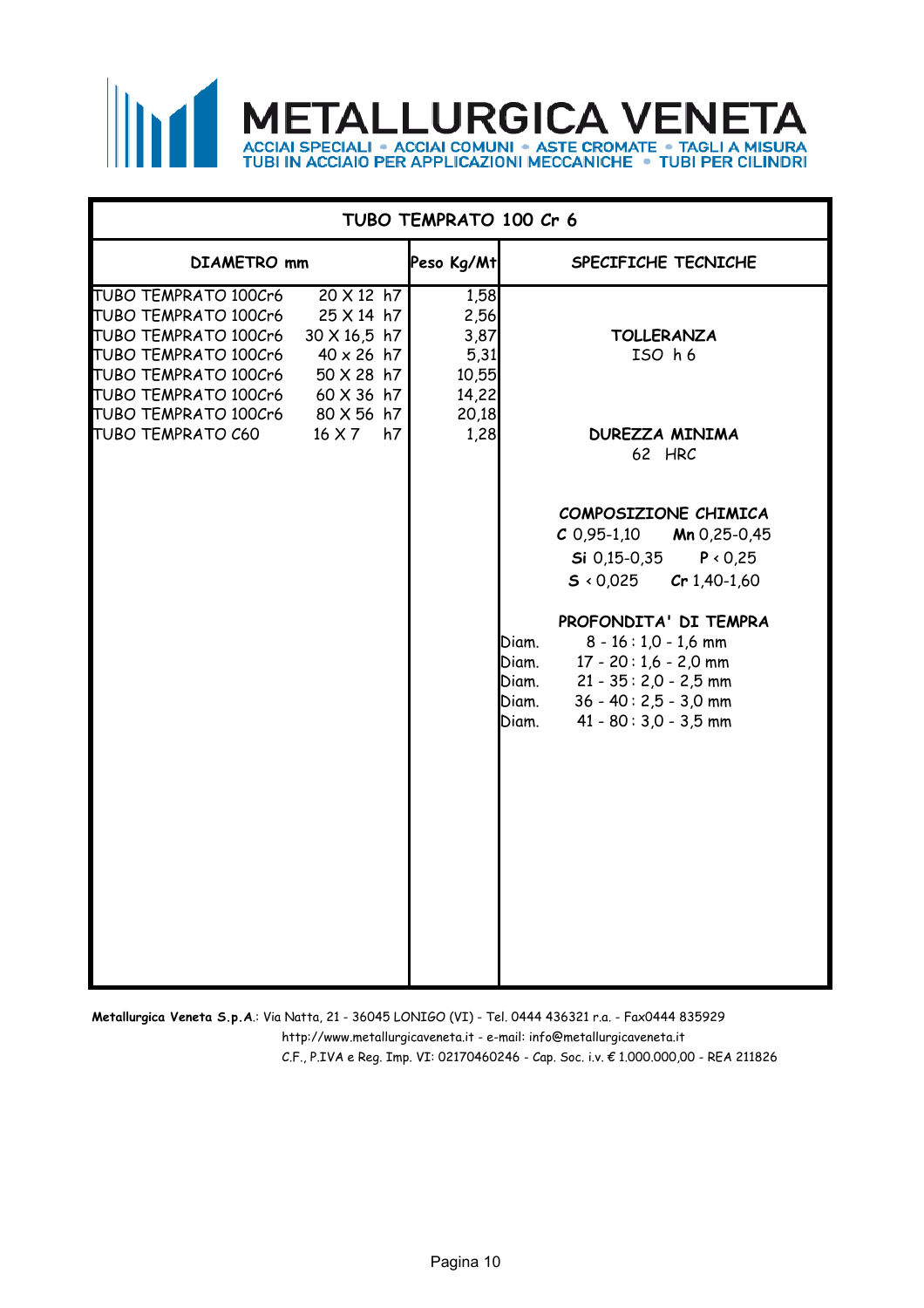# METALLURGICA VENETA

ACCIAI SPECIALI • ACCIAI COMUNI • ASTE CROMATE • TAGLI A MISURA
TUBI IN ACCIAIO PER APPLICAZIONI MECCANICHE • TUBI PER CILINDRI

## TUBO TEMPRATO 100 Cr 6

| DIAMETRO mm | | Peso Kg/Mt |
|---|---|---|
| TUBO TEMPRATO 100Cr6 | 20 X 12 h7 | 1,58 |
| TUBO TEMPRATO 100Cr6 | 25 X 14 h7 | 2,56 |
| TUBO TEMPRATO 100Cr6 | 30 X 16,5 h7 | 3,87 |
| TUBO TEMPRATO 100Cr6 | 40 x 26 h7 | 5,31 |
| TUBO TEMPRATO 100Cr6 | 50 X 28 h7 | 10,55 |
| TUBO TEMPRATO 100Cr6 | 60 X 36 h7 | 14,22 |
| TUBO TEMPRATO 100Cr6 | 80 X 56 h7 | 20,18 |
| TUBO TEMPRATO C60 | 16 X 7 h7 | 1,28 |

### SPECIFICHE TECNICHE

**TOLLERANZA**
ISO h 6

**DUREZZA MINIMA**
62 HRC

**COMPOSIZIONE CHIMICA**

**C** 0,95-1,10 **Mn** 0,25-0,45
**Si** 0,15-0,35 **P** < 0,25
**S** < 0,025 **Cr** 1,40-1,60

**PROFONDITA' DI TEMPRA**

Diam. 8 - 16 : 1,0 - 1,6 mm
Diam. 17 - 20 : 1,6 - 2,0 mm
Diam. 21 - 35 : 2,0 - 2,5 mm
Diam. 36 - 40 : 2,5 - 3,0 mm
Diam. 41 - 80 : 3,0 - 3,5 mm

**Metallurgica Veneta S.p.A.**: Via Natta, 21 - 36045 LONIGO (VI) - Tel. 0444 436321 r.a. - Fax0444 835929
http://www.metallurgicaveneta.it - e-mail: info@metallurgicaveneta.it
C.F., P.IVA e Reg. Imp. VI: 02170460246 - Cap. Soc. i.v. € 1.000.000,00 - REA 211826